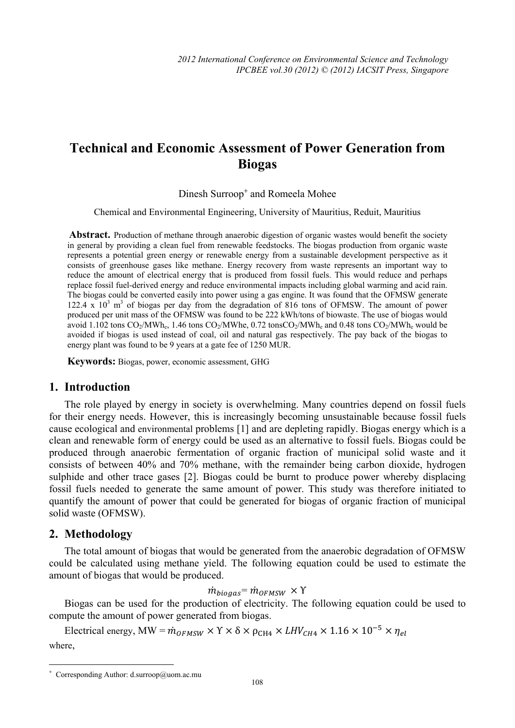# Technical and Economic Assessment of Power Generation from Biogas

Dinesh Surroop[+] and Romeela Mohee

Chemical and Environmental Engineering, University of Mauritius, Reduit, Mauritius

**Abstract.** Production of methane through anaerobic digestion of organic wastes would benefit the society in general by providing a clean fuel from renewable feedstocks. The biogas production from organic waste represents a potential green energy or renewable energy from a sustainable development perspective as it consists of greenhouse gases like methane. Energy recovery from waste represents an important way to reduce the amount of electrical energy that is produced from fossil fuels. This would reduce and perhaps replace fossil fuel-derived energy and reduce environmental impacts including global warming and acid rain. The biogas could be converted easily into power using a gas engine. It was found that the OFMSW generate $122.4 \times 10^3$ $m^3$ of biogas per day from the degradation of 816 tons of OFMSW. The amount of power produced per unit mass of the OFMSW was found to be 222 kWh/tons of biowaste. The use of biogas would avoid 1.102 tons $CO_2/MWh_e$, 1.46 tons $CO_2$/MWhe, 0.72 tons$CO_2/MWh_e$ and 0.48 tons $CO_2/MWh_e$ would be avoided if biogas is used instead of coal, oil and natural gas respectively. The pay back of the biogas to energy plant was found to be 9 years at a gate fee of 1250 MUR.

**Keywords:** Biogas, power, economic assessment, GHG

## 1. Introduction

The role played by energy in society is overwhelming. Many countries depend on fossil fuels for their energy needs. However, this is increasingly becoming unsustainable because fossil fuels cause ecological and environmental problems [1] and are depleting rapidly. Biogas energy which is a clean and renewable form of energy could be used as an alternative to fossil fuels. Biogas could be produced through anaerobic fermentation of organic fraction of municipal solid waste and it consists of between 40% and 70% methane, with the remainder being carbon dioxide, hydrogen sulphide and other trace gases [2]. Biogas could be burnt to produce power whereby displacing fossil fuels needed to generate the same amount of power. This study was therefore initiated to quantify the amount of power that could be generated for biogas of organic fraction of municipal solid waste (OFMSW).

## 2. Methodology

The total amount of biogas that would be generated from the anaerobic degradation of OFMSW could be calculated using methane yield. The following equation could be used to estimate the amount of biogas that would be produced.

$$\dot{m}_{biogas} = \dot{m}_{OFMSW} \times \Upsilon$$

Biogas can be used for the production of electricity. The following equation could be used to compute the amount of power generated from biogas.

Electrical energy, MW = $\dot{m}_{OFMSW} \times \Upsilon \times \delta \times \rho_{CH4} \times LHV_{CH4} \times 1.16 \times 10^{-5} \times \eta_{el}$

where,

[+] Corresponding Author: d.surroop@uom.ac.mu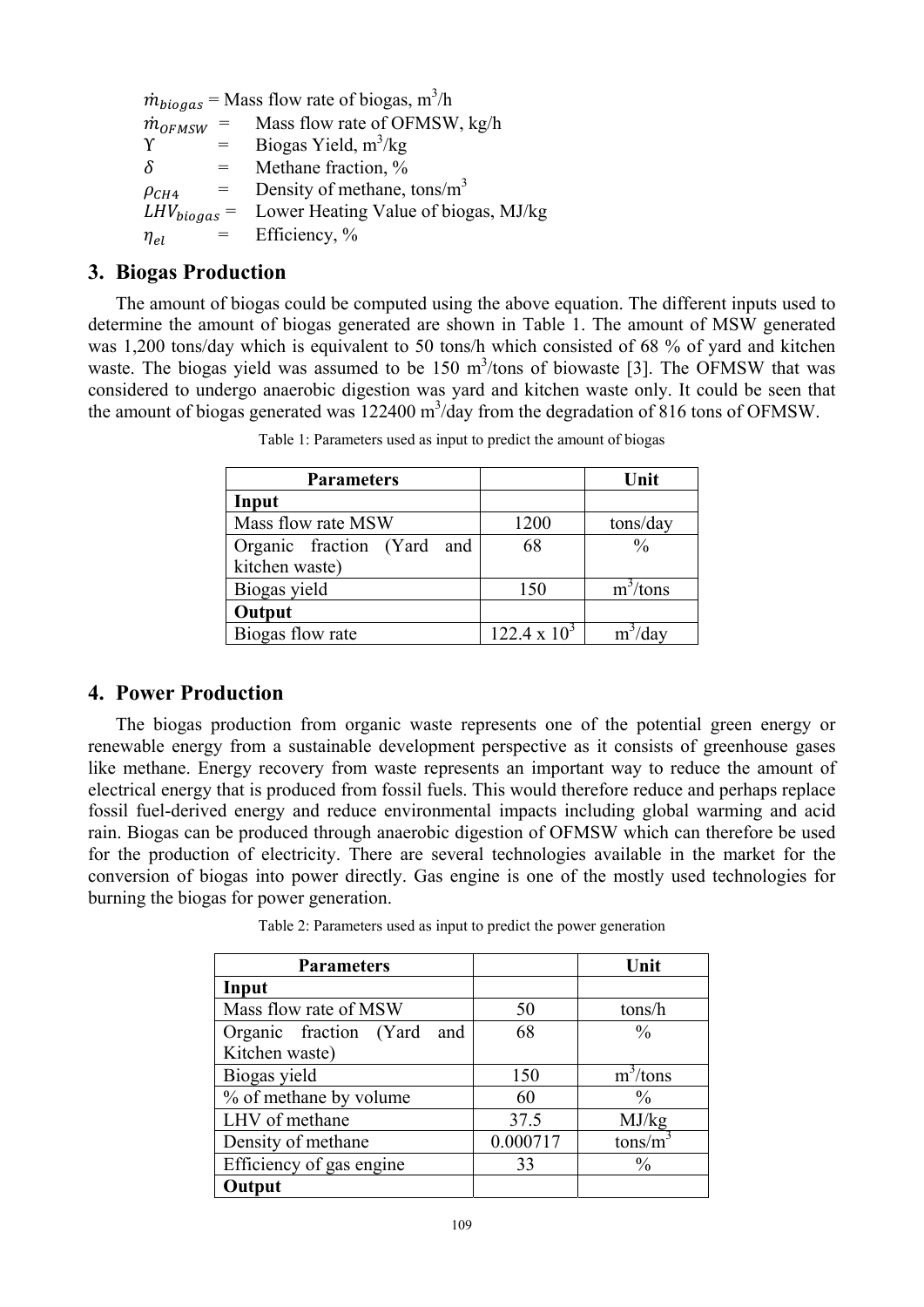$\dot{m}_{biogas}$ = Mass flow rate of biogas, $m^3/h$
$\dot{m}_{OFMSW}$ = Mass flow rate of OFMSW, kg/h
$\Upsilon$ = Biogas Yield, $m^3/kg$
$\delta$ = Methane fraction, %
$\rho_{CH4}$ = Density of methane, $tons/m^3$
$LHV_{biogas}$ = Lower Heating Value of biogas, MJ/kg
$\eta_{el}$ = Efficiency, %

## 3. Biogas Production

The amount of biogas could be computed using the above equation. The different inputs used to determine the amount of biogas generated are shown in Table 1. The amount of MSW generated was 1,200 tons/day which is equivalent to 50 tons/h which consisted of 68 % of yard and kitchen waste. The biogas yield was assumed to be 150 $m^3$/tons of biowaste [3]. The OFMSW that was considered to undergo anaerobic digestion was yard and kitchen waste only. It could be seen that the amount of biogas generated was 122400 $m^3$/day from the degradation of 816 tons of OFMSW.

Table 1: Parameters used as input to predict the amount of biogas

| Parameters | | Unit |
|---|---|---|
| **Input** | | |
| Mass flow rate MSW | 1200 | tons/day |
| Organic fraction (Yard and kitchen waste) | 68 | % |
| Biogas yield | 150 | $m^3$/tons |
| **Output** | | |
| Biogas flow rate | $122.4 \times 10^3$ | $m^3$/day |

## 4. Power Production

The biogas production from organic waste represents one of the potential green energy or renewable energy from a sustainable development perspective as it consists of greenhouse gases like methane. Energy recovery from waste represents an important way to reduce the amount of electrical energy that is produced from fossil fuels. This would therefore reduce and perhaps replace fossil fuel-derived energy and reduce environmental impacts including global warming and acid rain. Biogas can be produced through anaerobic digestion of OFMSW which can therefore be used for the production of electricity. There are several technologies available in the market for the conversion of biogas into power directly. Gas engine is one of the mostly used technologies for burning the biogas for power generation.

Table 2: Parameters used as input to predict the power generation

| Parameters | | Unit |
|---|---|---|
| **Input** | | |
| Mass flow rate of MSW | 50 | tons/h |
| Organic fraction (Yard and Kitchen waste) | 68 | % |
| Biogas yield | 150 | $m^3$/tons |
| % of methane by volume | 60 | % |
| LHV of methane | 37.5 | MJ/kg |
| Density of methane | 0.000717 | $tons/m^3$ |
| Efficiency of gas engine | 33 | % |
| **Output** | | |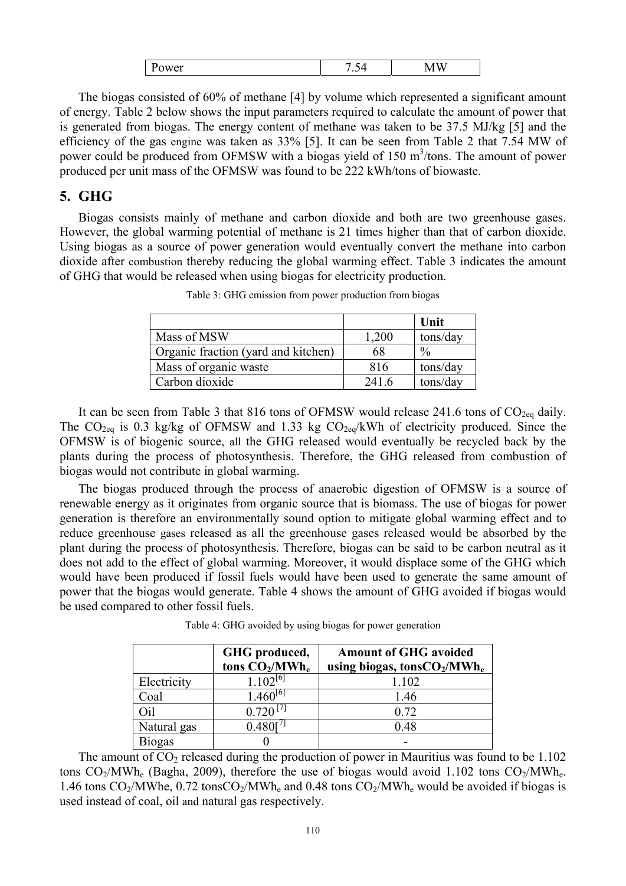| Power | 7.54 | MW |
|---|---|---|

The biogas consisted of 60% of methane [4] by volume which represented a significant amount of energy. Table 2 below shows the input parameters required to calculate the amount of power that is generated from biogas. The energy content of methane was taken to be 37.5 MJ/kg [5] and the efficiency of the gas engine was taken as 33% [5]. It can be seen from Table 2 that 7.54 MW of power could be produced from OFMSW with a biogas yield of 150 $m^3$/tons. The amount of power produced per unit mass of the OFMSW was found to be 222 kWh/tons of biowaste.

## 5. GHG

Biogas consists mainly of methane and carbon dioxide and both are two greenhouse gases. However, the global warming potential of methane is 21 times higher than that of carbon dioxide. Using biogas as a source of power generation would eventually convert the methane into carbon dioxide after combustion thereby reducing the global warming effect. Table 3 indicates the amount of GHG that would be released when using biogas for electricity production.

Table 3: GHG emission from power production from biogas

| | | **Unit** |
|---|---|---|
| Mass of MSW | 1,200 | tons/day |
| Organic fraction (yard and kitchen) | 68 | % |
| Mass of organic waste | 816 | tons/day |
| Carbon dioxide | 241.6 | tons/day |

It can be seen from Table 3 that 816 tons of OFMSW would release 241.6 tons of $CO_{2eq}$ daily. The $CO_{2eq}$ is 0.3 kg/kg of OFMSW and 1.33 kg $CO_{2eq}$/kWh of electricity produced. Since the OFMSW is of biogenic source, all the GHG released would eventually be recycled back by the plants during the process of photosynthesis. Therefore, the GHG released from combustion of biogas would not contribute in global warming.

The biogas produced through the process of anaerobic digestion of OFMSW is a source of renewable energy as it originates from organic source that is biomass. The use of biogas for power generation is therefore an environmentally sound option to mitigate global warming effect and to reduce greenhouse gases released as all the greenhouse gases released would be absorbed by the plant during the process of photosynthesis. Therefore, biogas can be said to be carbon neutral as it does not add to the effect of global warming. Moreover, it would displace some of the GHG which would have been produced if fossil fuels would have been used to generate the same amount of power that the biogas would generate. Table 4 shows the amount of GHG avoided if biogas would be used compared to other fossil fuels.

Table 4: GHG avoided by using biogas for power generation

| | **GHG produced, tons $CO_2$/$MWh_e$** | **Amount of GHG avoided using biogas, tons$CO_2$/$MWh_e$** |
|---|---|---|
| Electricity | 1.102[6] | 1.102 |
| Coal | 1.460[6] | 1.46 |
| Oil | 0.720 [7] | 0.72 |
| Natural gas | 0.480[7] | 0.48 |
| Biogas | 0 | - |

The amount of $CO_2$ released during the production of power in Mauritius was found to be 1.102 tons $CO_2$/$MWh_e$ (Bagha, 2009), therefore the use of biogas would avoid 1.102 tons $CO_2$/$MWh_e$. 1.46 tons $CO_2$/MWhe, 0.72 tons$CO_2$/$MWh_e$ and 0.48 tons $CO_2$/$MWh_e$ would be avoided if biogas is used instead of coal, oil and natural gas respectively.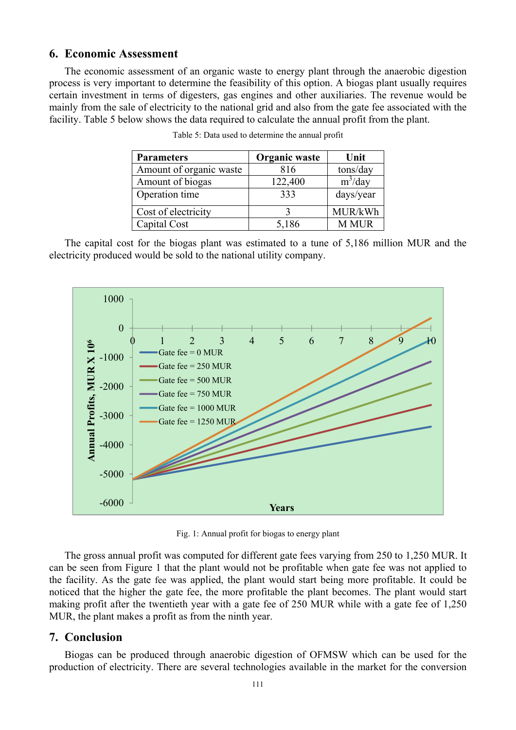## 6. Economic Assessment

The economic assessment of an organic waste to energy plant through the anaerobic digestion process is very important to determine the feasibility of this option. A biogas plant usually requires certain investment in terms of digesters, gas engines and other auxiliaries. The revenue would be mainly from the sale of electricity to the national grid and also from the gate fee associated with the facility. Table 5 below shows the data required to calculate the annual profit from the plant.

Table 5: Data used to determine the annual profit

| Parameters | Organic waste | Unit |
|---|---|---|
| Amount of organic waste | 816 | tons/day |
| Amount of biogas | 122,400 | $m^3$/day |
| Operation time | 333 | days/year |
| Cost of electricity | 3 | MUR/kWh |
| Capital Cost | 5,186 | M MUR |

The capital cost for the biogas plant was estimated to a tune of 5,186 million MUR and the electricity produced would be sold to the national utility company.

Fig. 1: Annual profit for biogas to energy plant

The gross annual profit was computed for different gate fees varying from 250 to 1,250 MUR. It can be seen from Figure 1 that the plant would not be profitable when gate fee was not applied to the facility. As the gate fee was applied, the plant would start being more profitable. It could be noticed that the higher the gate fee, the more profitable the plant becomes. The plant would start making profit after the twentieth year with a gate fee of 250 MUR while with a gate fee of 1,250 MUR, the plant makes a profit as from the ninth year.

## 7. Conclusion

Biogas can be produced through anaerobic digestion of OFMSW which can be used for the production of electricity. There are several technologies available in the market for the conversion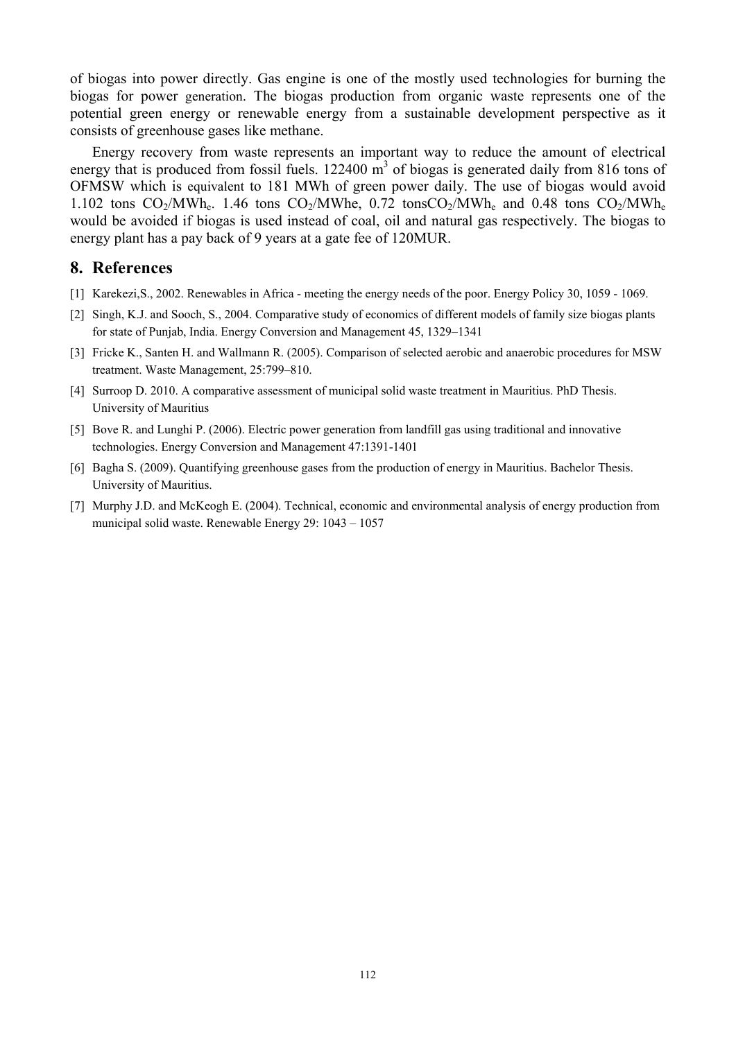of biogas into power directly. Gas engine is one of the mostly used technologies for burning the biogas for power generation. The biogas production from organic waste represents one of the potential green energy or renewable energy from a sustainable development perspective as it consists of greenhouse gases like methane.

Energy recovery from waste represents an important way to reduce the amount of electrical energy that is produced from fossil fuels. 122400 $m^3$ of biogas is generated daily from 816 tons of OFMSW which is equivalent to 181 MWh of green power daily. The use of biogas would avoid 1.102 tons $CO_2/MWh_e$. 1.46 tons $CO_2$/MWhe, 0.72 tons$CO_2/MWh_e$ and 0.48 tons $CO_2/MWh_e$ would be avoided if biogas is used instead of coal, oil and natural gas respectively. The biogas to energy plant has a pay back of 9 years at a gate fee of 120MUR.

## 8. References

[1] Karekezi,S., 2002. Renewables in Africa - meeting the energy needs of the poor. Energy Policy 30, 1059 - 1069.

[2] Singh, K.J. and Sooch, S., 2004. Comparative study of economics of different models of family size biogas plants for state of Punjab, India. Energy Conversion and Management 45, 1329–1341

[3] Fricke K., Santen H. and Wallmann R. (2005). Comparison of selected aerobic and anaerobic procedures for MSW treatment. Waste Management, 25:799–810.

[4] Surroop D. 2010. A comparative assessment of municipal solid waste treatment in Mauritius. PhD Thesis. University of Mauritius

[5] Bove R. and Lunghi P. (2006). Electric power generation from landfill gas using traditional and innovative technologies. Energy Conversion and Management 47:1391-1401

[6] Bagha S. (2009). Quantifying greenhouse gases from the production of energy in Mauritius. Bachelor Thesis. University of Mauritius.

[7] Murphy J.D. and McKeogh E. (2004). Technical, economic and environmental analysis of energy production from municipal solid waste. Renewable Energy 29: 1043 – 1057